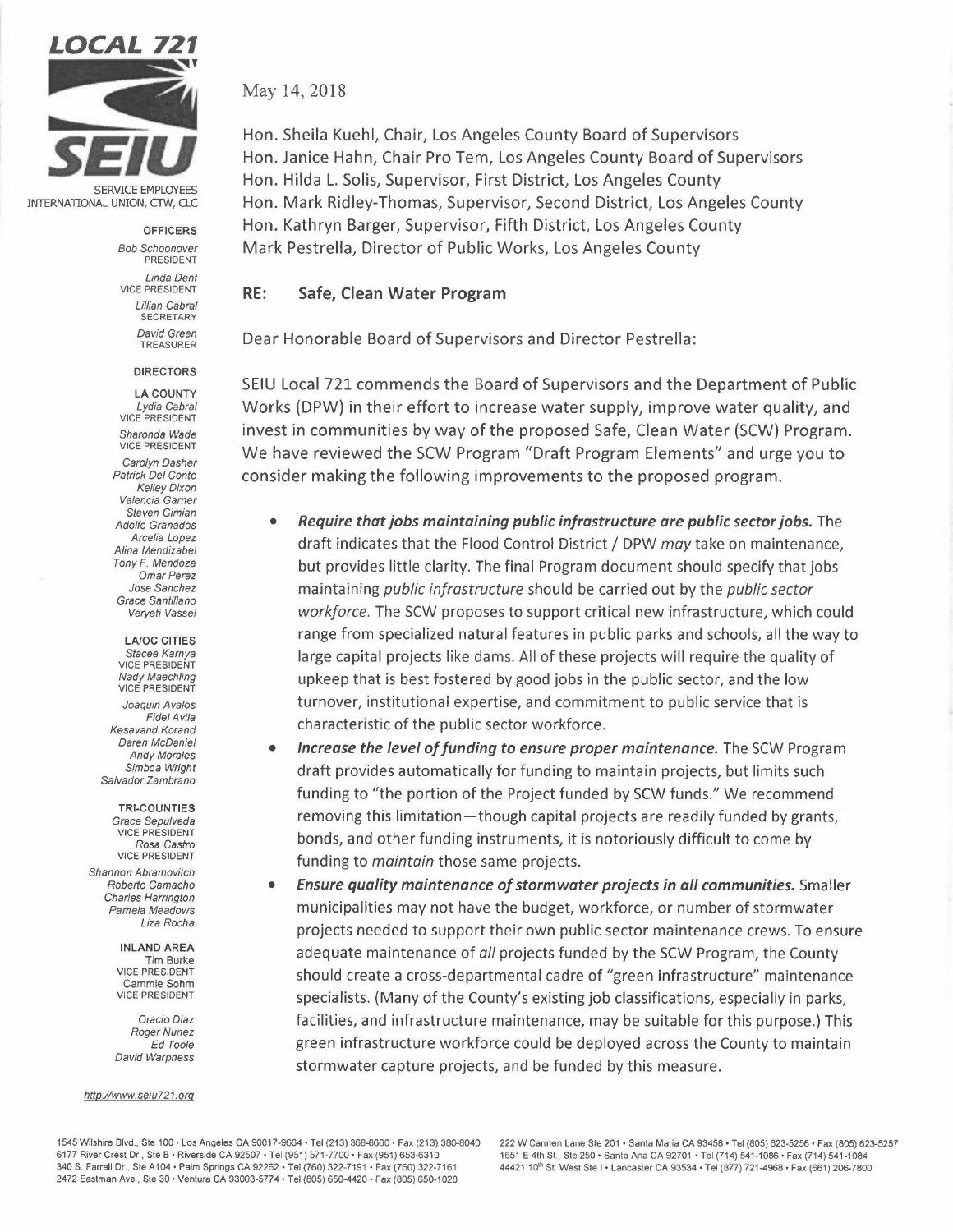**LOCAL 721**

**SEIU**

SERVICE EMPLOYEES INTERNATIONAL UNION, CTW, CLC

**OFFICERS**

*Bob Schoonover*
PRESIDENT

*Linda Dent*
VICE PRESIDENT

*Lillian Cabral*
SECRETARY

*David Green*
TREASURER

**DIRECTORS**

**LA COUNTY**

*Lydia Cabral*
VICE PRESIDENT

*Sharonda Wade*
VICE PRESIDENT

*Carolyn Dasher*
*Patrick Del Conte*
*Kelley Dixon*
*Valencia Garner*
*Steven Gimian*
*Adolfo Granados*
*Arcelia Lopez*
*Alina Mendizabel*
*Tony F. Mendoza*
*Omar Perez*
*Jose Sanchez*
*Grace Santillano*
*Veryeti Vassel*

**LA/OC CITIES**

*Stacee Karnya*
VICE PRESIDENT

*Nady Maechling*
VICE PRESIDENT

*Joaquin Avalos*
*Fidel Avila*
*Kesavand Korand*
*Daren McDaniel*
*Andy Morales*
*Simboa Wright*
*Salvador Zambrano*

**TRI-COUNTIES**

*Grace Sepulveda*
VICE PRESIDENT

*Rosa Castro*
VICE PRESIDENT

*Shannon Abramovitch*
*Roberto Camacho*
*Charles Harrington*
*Pamela Meadows*
*Liza Rocha*

**INLAND AREA**

Tim Burke
VICE PRESIDENT

Cammie Sohm
VICE PRESIDENT

*Oracio Diaz*
*Roger Nunez*
*Ed Toole*
*David Warpness*

http://www.seiu721.org

May 14, 2018

Hon. Sheila Kuehl, Chair, Los Angeles County Board of Supervisors
Hon. Janice Hahn, Chair Pro Tem, Los Angeles County Board of Supervisors
Hon. Hilda L. Solis, Supervisor, First District, Los Angeles County
Hon. Mark Ridley-Thomas, Supervisor, Second District, Los Angeles County
Hon. Kathryn Barger, Supervisor, Fifth District, Los Angeles County
Mark Pestrella, Director of Public Works, Los Angeles County

**RE: Safe, Clean Water Program**

Dear Honorable Board of Supervisors and Director Pestrella:

SEIU Local 721 commends the Board of Supervisors and the Department of Public Works (DPW) in their effort to increase water supply, improve water quality, and invest in communities by way of the proposed Safe, Clean Water (SCW) Program. We have reviewed the SCW Program "Draft Program Elements" and urge you to consider making the following improvements to the proposed program.

- ***Require that jobs maintaining public infrastructure are public sector jobs.*** The draft indicates that the Flood Control District / DPW *may* take on maintenance, but provides little clarity. The final Program document should specify that jobs maintaining *public infrastructure* should be carried out by the *public sector workforce.* The SCW proposes to support critical new infrastructure, which could range from specialized natural features in public parks and schools, all the way to large capital projects like dams. All of these projects will require the quality of upkeep that is best fostered by good jobs in the public sector, and the low turnover, institutional expertise, and commitment to public service that is characteristic of the public sector workforce.
- ***Increase the level of funding to ensure proper maintenance.*** The SCW Program draft provides automatically for funding to maintain projects, but limits such funding to "the portion of the Project funded by SCW funds." We recommend removing this limitation—though capital projects are readily funded by grants, bonds, and other funding instruments, it is notoriously difficult to come by funding to *maintain* those same projects.
- ***Ensure quality maintenance of stormwater projects in all communities.*** Smaller municipalities may not have the budget, workforce, or number of stormwater projects needed to support their own public sector maintenance crews. To ensure adequate maintenance of *all* projects funded by the SCW Program, the County should create a cross-departmental cadre of "green infrastructure" maintenance specialists. (Many of the County's existing job classifications, especially in parks, facilities, and infrastructure maintenance, may be suitable for this purpose.) This green infrastructure workforce could be deployed across the County to maintain stormwater capture projects, and be funded by this measure.

1545 Wilshire Blvd., Ste 100 • Los Angeles CA 90017-9664 • Tel (213) 368-8660 • Fax (213) 380-8040
6177 River Crest Dr., Ste B • Riverside CA 92507 • Tel (951) 571-7700 • Fax (951) 653-6310
340 S. Farrell Dr., Ste A104 • Palm Springs CA 92262 • Tel (760) 322-7191 • Fax (760) 322-7161
2472 Eastman Ave., Ste 30 • Ventura CA 93003-5774 • Tel (805) 650-4420 • Fax (805) 650-1028
222 W Carmen Lane Ste 201 • Santa Maria CA 93458 • Tel (805) 623-5256 • Fax (805) 623-5257
1651 E 4th St., Ste 250 • Santa Ana CA 92701 • Tel (714) 541-1086 • Fax (714) 541-1084
44421 10th St. West Ste I • Lancaster CA 93534 • Tel (877) 721-4968 • Fax (661) 206-7800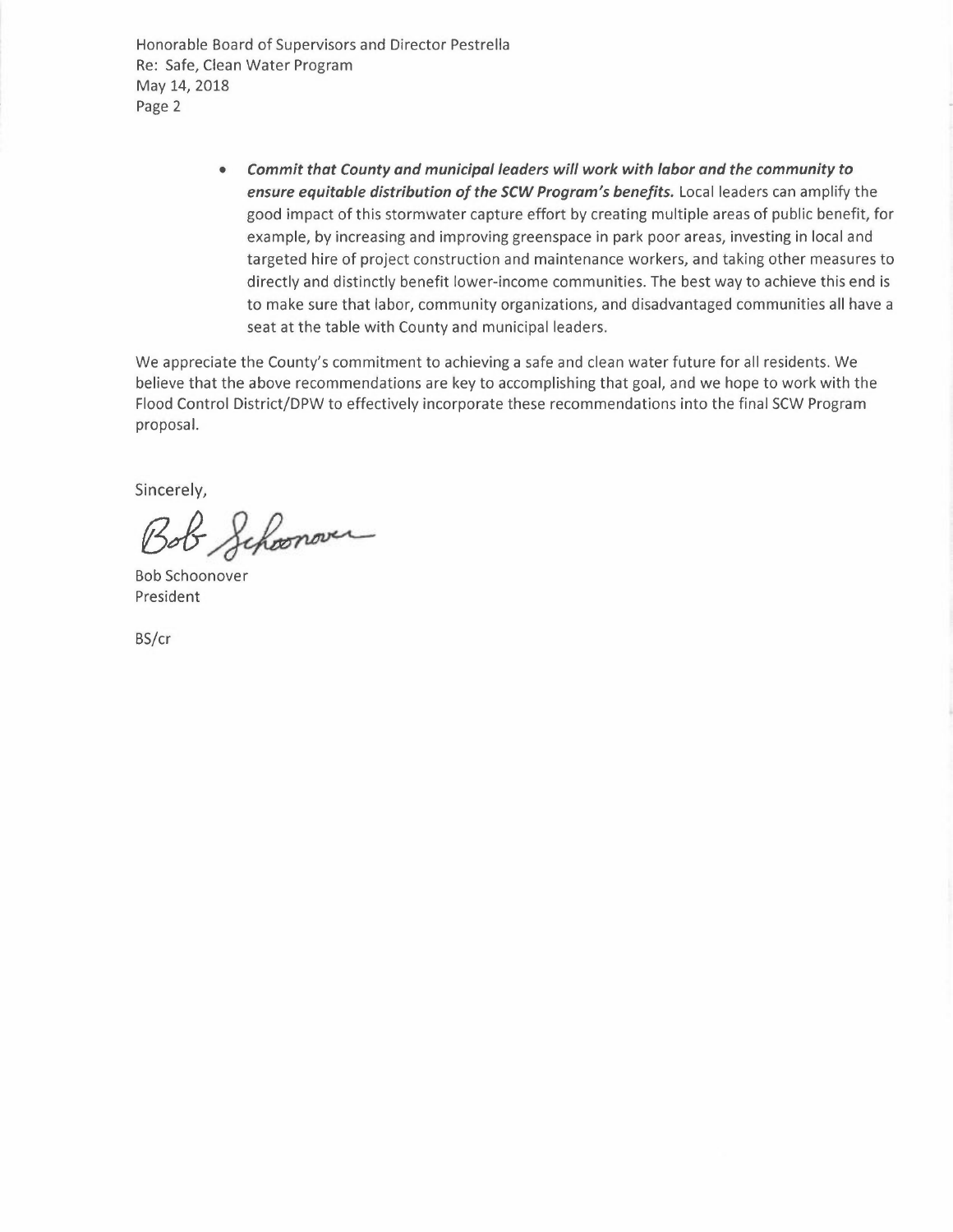- ***Commit that County and municipal leaders will work with labor and the community to ensure equitable distribution of the SCW Program's benefits.*** Local leaders can amplify the good impact of this stormwater capture effort by creating multiple areas of public benefit, for example, by increasing and improving greenspace in park poor areas, investing in local and targeted hire of project construction and maintenance workers, and taking other measures to directly and distinctly benefit lower-income communities. The best way to achieve this end is to make sure that labor, community organizations, and disadvantaged communities all have a seat at the table with County and municipal leaders.

We appreciate the County's commitment to achieving a safe and clean water future for all residents. We believe that the above recommendations are key to accomplishing that goal, and we hope to work with the Flood Control District/DPW to effectively incorporate these recommendations into the final SCW Program proposal.

Sincerely,

Bob Schoonover

Bob Schoonover
President

BS/cr